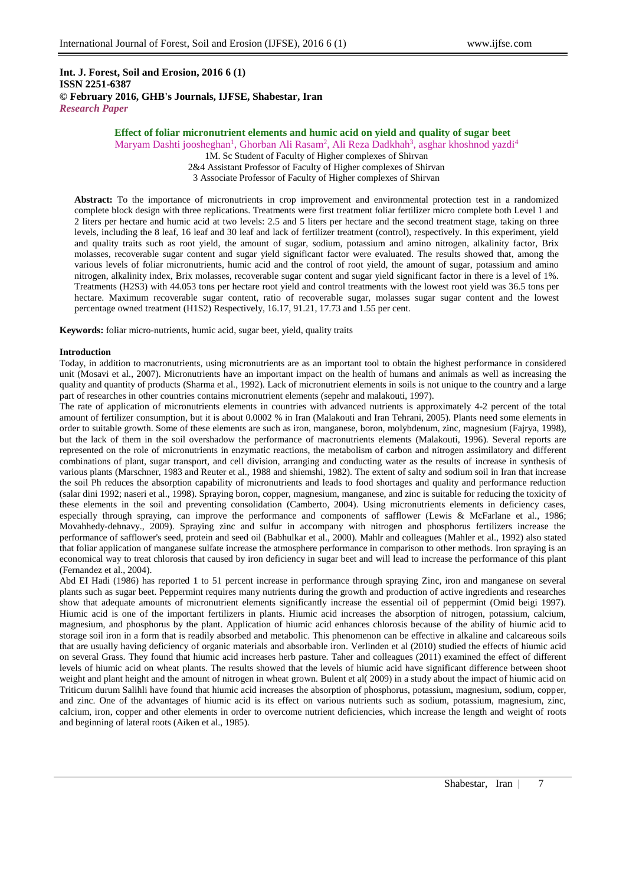**Int. J. Forest, Soil and Erosion, 2016 6 (1)**
**ISSN 2251-6387**
**© February 2016, GHB's Journals, IJFSE, Shabestar, Iran**
*Research Paper*

# Effect of foliar micronutrient elements and humic acid on yield and quality of sugar beet

Maryam Dashti joosheghan[1], Ghorban Ali Rasam[2], Ali Reza Dadkhah[3], asghar khoshnod yazdi[4]

1M. Sc Student of Faculty of Higher complexes of Shirvan
2&4 Assistant Professor of Faculty of Higher complexes of Shirvan
3 Associate Professor of Faculty of Higher complexes of Shirvan

**Abstract:** To the importance of micronutrients in crop improvement and environmental protection test in a randomized complete block design with three replications. Treatments were first treatment foliar fertilizer micro complete both Level 1 and 2 liters per hectare and humic acid at two levels: 2.5 and 5 liters per hectare and the second treatment stage, taking on three levels, including the 8 leaf, 16 leaf and 30 leaf and lack of fertilizer treatment (control), respectively. In this experiment, yield and quality traits such as root yield, the amount of sugar, sodium, potassium and amino nitrogen, alkalinity factor, Brix molasses, recoverable sugar content and sugar yield significant factor were evaluated. The results showed that, among the various levels of foliar micronutrients, humic acid and the control of root yield, the amount of sugar, potassium and amino nitrogen, alkalinity index, Brix molasses, recoverable sugar content and sugar yield significant factor in there is a level of 1%. Treatments (H2S3) with 44.053 tons per hectare root yield and control treatments with the lowest root yield was 36.5 tons per hectare. Maximum recoverable sugar content, ratio of recoverable sugar, molasses sugar sugar content and the lowest percentage owned treatment (H1S2) Respectively, 16.17, 91.21, 17.73 and 1.55 per cent.

**Keywords:** foliar micro-nutrients, humic acid, sugar beet, yield, quality traits

## Introduction

Today, in addition to macronutrients, using micronutrients are as an important tool to obtain the highest performance in considered unit (Mosavi et al., 2007). Micronutrients have an important impact on the health of humans and animals as well as increasing the quality and quantity of products (Sharma et al., 1992). Lack of micronutrient elements in soils is not unique to the country and a large part of researches in other countries contains micronutrient elements (sepehr and malakouti, 1997).

The rate of application of micronutrients elements in countries with advanced nutrients is approximately 4-2 percent of the total amount of fertilizer consumption, but it is about 0.0002 % in Iran (Malakouti and Iran Tehrani, 2005). Plants need some elements in order to suitable growth. Some of these elements are such as iron, manganese, boron, molybdenum, zinc, magnesium (Fajrya, 1998), but the lack of them in the soil overshadow the performance of macronutrients elements (Malakouti, 1996). Several reports are represented on the role of micronutrients in enzymatic reactions, the metabolism of carbon and nitrogen assimilatory and different combinations of plant, sugar transport, and cell division, arranging and conducting water as the results of increase in synthesis of various plants (Marschner, 1983 and Reuter et al., 1988 and shiemshi, 1982). The extent of salty and sodium soil in Iran that increase the soil Ph reduces the absorption capability of micronutrients and leads to food shortages and quality and performance reduction (salar dini 1992; naseri et al., 1998). Spraying boron, copper, magnesium, manganese, and zinc is suitable for reducing the toxicity of these elements in the soil and preventing consolidation (Camberto, 2004). Using micronutrients elements in deficiency cases, especially through spraying, can improve the performance and components of safflower (Lewis & McFarlane et al., 1986; Movahhedy-dehnavy., 2009). Spraying zinc and sulfur in accompany with nitrogen and phosphorus fertilizers increase the performance of safflower's seed, protein and seed oil (Babhulkar et al., 2000). Mahlr and colleagues (Mahler et al., 1992) also stated that foliar application of manganese sulfate increase the atmosphere performance in comparison to other methods. Iron spraying is an economical way to treat chlorosis that caused by iron deficiency in sugar beet and will lead to increase the performance of this plant (Fernandez et al., 2004).

Abd EI Hadi (1986) has reported 1 to 51 percent increase in performance through spraying Zinc, iron and manganese on several plants such as sugar beet. Peppermint requires many nutrients during the growth and production of active ingredients and researches show that adequate amounts of micronutrient elements significantly increase the essential oil of peppermint (Omid beigi 1997). Hiumic acid is one of the important fertilizers in plants. Hiumic acid increases the absorption of nitrogen, potassium, calcium, magnesium, and phosphorus by the plant. Application of hiumic acid enhances chlorosis because of the ability of hiumic acid to storage soil iron in a form that is readily absorbed and metabolic. This phenomenon can be effective in alkaline and calcareous soils that are usually having deficiency of organic materials and absorbable iron. Verlinden et al (2010) studied the effects of hiumic acid on several Grass. They found that hiumic acid increases herb pasture. Taher and colleagues (2011) examined the effect of different levels of hiumic acid on wheat plants. The results showed that the levels of hiumic acid have significant difference between shoot weight and plant height and the amount of nitrogen in wheat grown. Bulent et al( 2009) in a study about the impact of hiumic acid on Triticum durum Salihli have found that hiumic acid increases the absorption of phosphorus, potassium, magnesium, sodium, copper, and zinc. One of the advantages of hiumic acid is its effect on various nutrients such as sodium, potassium, magnesium, zinc, calcium, iron, copper and other elements in order to overcome nutrient deficiencies, which increase the length and weight of roots and beginning of lateral roots (Aiken et al., 1985).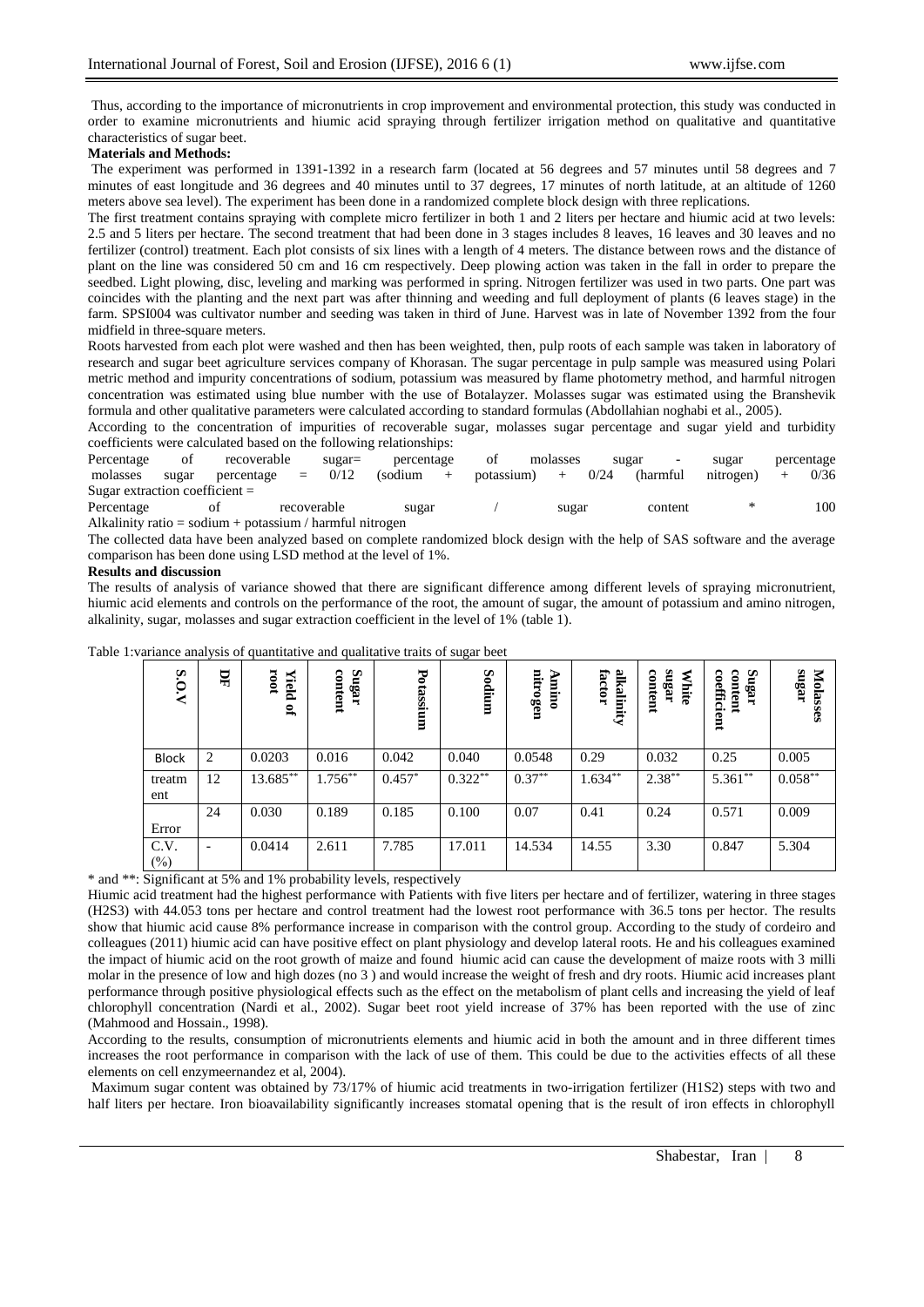Thus, according to the importance of micronutrients in crop improvement and environmental protection, this study was conducted in order to examine micronutrients and hiumic acid spraying through fertilizer irrigation method on qualitative and quantitative characteristics of sugar beet.

**Materials and Methods:**

The experiment was performed in 1391-1392 in a research farm (located at 56 degrees and 57 minutes until 58 degrees and 7 minutes of east longitude and 36 degrees and 40 minutes until to 37 degrees, 17 minutes of north latitude, at an altitude of 1260 meters above sea level). The experiment has been done in a randomized complete block design with three replications.

The first treatment contains spraying with complete micro fertilizer in both 1 and 2 liters per hectare and hiumic acid at two levels: 2.5 and 5 liters per hectare. The second treatment that had been done in 3 stages includes 8 leaves, 16 leaves and 30 leaves and no fertilizer (control) treatment. Each plot consists of six lines with a length of 4 meters. The distance between rows and the distance of plant on the line was considered 50 cm and 16 cm respectively. Deep plowing action was taken in the fall in order to prepare the seedbed. Light plowing, disc, leveling and marking was performed in spring. Nitrogen fertilizer was used in two parts. One part was coincides with the planting and the next part was after thinning and weeding and full deployment of plants (6 leaves stage) in the farm. SPSI004 was cultivator number and seeding was taken in third of June. Harvest was in late of November 1392 from the four midfield in three-square meters.

Roots harvested from each plot were washed and then has been weighted, then, pulp roots of each sample was taken in laboratory of research and sugar beet agriculture services company of Khorasan. The sugar percentage in pulp sample was measured using Polari metric method and impurity concentrations of sodium, potassium was measured by flame photometry method, and harmful nitrogen concentration was estimated using blue number with the use of Botalayzer. Molasses sugar was estimated using the Branshevik formula and other qualitative parameters were calculated according to standard formulas (Abdollahian noghabi et al., 2005).

According to the concentration of impurities of recoverable sugar, molasses sugar percentage and sugar yield and turbidity coefficients were calculated based on the following relationships:

Percentage of recoverable sugar= percentage of molasses sugar - sugar percentage molasses sugar percentage = 0/12 (sodium + potassium) + 0/24 (harmful nitrogen) + 0/36

Sugar extraction coefficient =

Percentage of recoverable sugar / sugar content * 100

Alkalinity ratio = sodium + potassium / harmful nitrogen

The collected data have been analyzed based on complete randomized block design with the help of SAS software and the average comparison has been done using LSD method at the level of 1%.

**Results and discussion**

The results of analysis of variance showed that there are significant difference among different levels of spraying micronutrient, hiumic acid elements and controls on the performance of the root, the amount of sugar, the amount of potassium and amino nitrogen, alkalinity, sugar, molasses and sugar extraction coefficient in the level of 1% (table 1).

Table 1:variance analysis of quantitative and qualitative traits of sugar beet

| S.O.V | DF | Yield of root | Sugar content | Potassium | Sodium | Amino nitrogen | alkalinity factor | White sugar content | Sugar content coefficient | Molasses sugar |
|---|---|---|---|---|---|---|---|---|---|---|
| Block | 2 | 0.0203 | 0.016 | 0.042 | 0.040 | 0.0548 | 0.29 | 0.032 | 0.25 | 0.005 |
| treatment | 12 | 13.685** | 1.756** | 0.457* | 0.322** | 0.37** | 1.634** | 2.38** | 5.361** | 0.058** |
| Error | 24 | 0.030 | 0.189 | 0.185 | 0.100 | 0.07 | 0.41 | 0.24 | 0.571 | 0.009 |
| C.V. (%) | - | 0.0414 | 2.611 | 7.785 | 17.011 | 14.534 | 14.55 | 3.30 | 0.847 | 5.304 |

\* and **: Significant at 5% and 1% probability levels, respectively

Hiumic acid treatment had the highest performance with Patients with five liters per hectare and of fertilizer, watering in three stages (H2S3) with 44.053 tons per hectare and control treatment had the lowest root performance with 36.5 tons per hector. The results show that hiumic acid cause 8% performance increase in comparison with the control group. According to the study of cordeiro and colleagues (2011) hiumic acid can have positive effect on plant physiology and develop lateral roots. He and his colleagues examined the impact of hiumic acid on the root growth of maize and found hiumic acid can cause the development of maize roots with 3 milli molar in the presence of low and high dozes (no 3 ) and would increase the weight of fresh and dry roots. Hiumic acid increases plant performance through positive physiological effects such as the effect on the metabolism of plant cells and increasing the yield of leaf chlorophyll concentration (Nardi et al., 2002). Sugar beet root yield increase of 37% has been reported with the use of zinc (Mahmood and Hossain., 1998).

According to the results, consumption of micronutrients elements and hiumic acid in both the amount and in three different times increases the root performance in comparison with the lack of use of them. This could be due to the activities effects of all these elements on cell enzymeernandez et al, 2004).

Maximum sugar content was obtained by 73/17% of hiumic acid treatments in two-irrigation fertilizer (H1S2) steps with two and half liters per hectare. Iron bioavailability significantly increases stomatal opening that is the result of iron effects in chlorophyll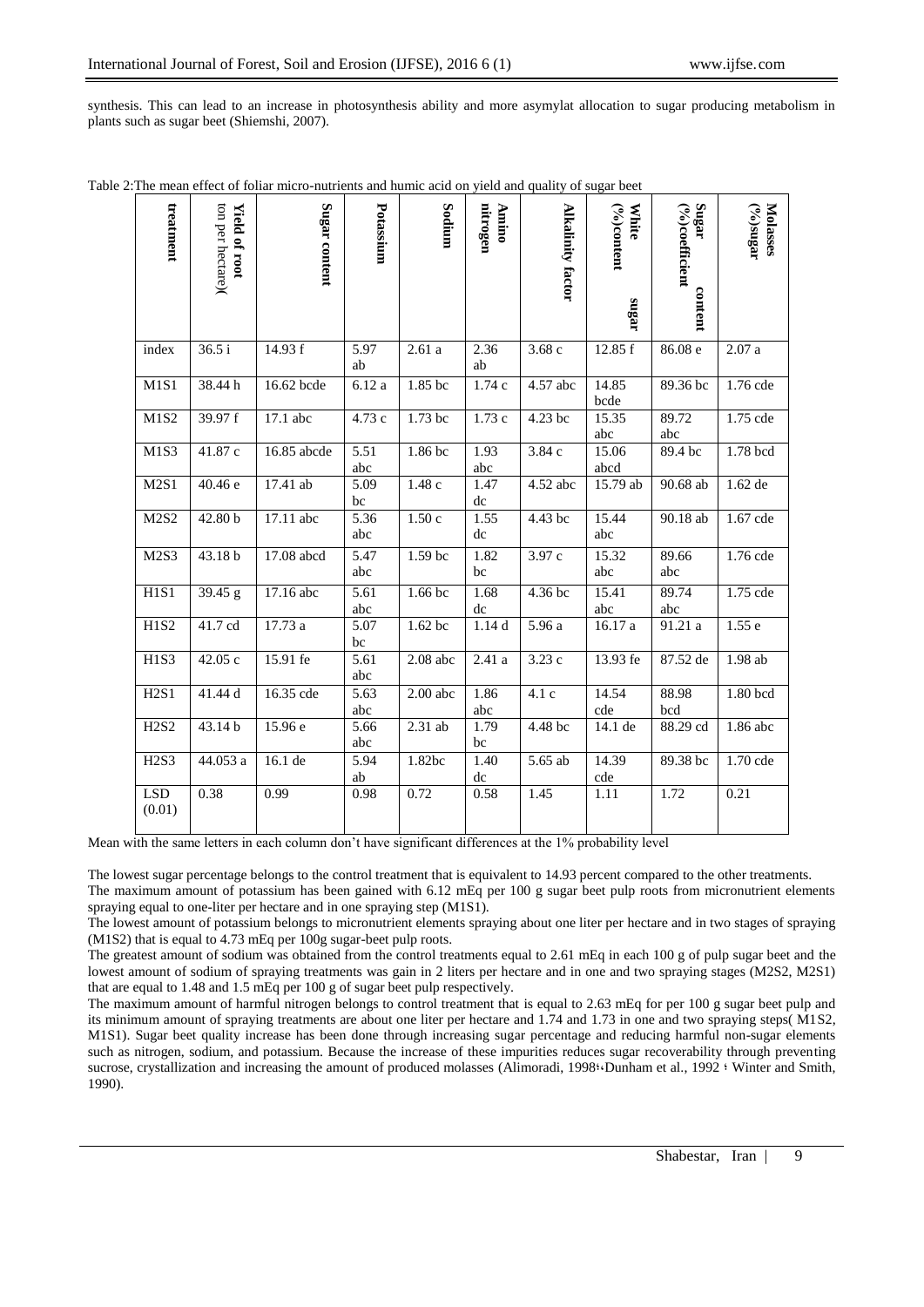synthesis. This can lead to an increase in photosynthesis ability and more asymylat allocation to sugar producing metabolism in plants such as sugar beet (Shiemshi, 2007).

Table 2:The mean effect of foliar micro-nutrients and humic acid on yield and quality of sugar beet

| treatment | Yield of root ton per hectare)( | Sugar content | Potassium | Sodium | Amino nitrogen | Alkalinity factor | White sugar (%)content | Sugar content (%)coefficient | Molasses (%)sugar |
|---|---|---|---|---|---|---|---|---|---|
| index | 36.5 i | 14.93 f | 5.97 ab | 2.61 a | 2.36 ab | 3.68 c | 12.85 f | 86.08 e | 2.07 a |
| M1S1 | 38.44 h | 16.62 bcde | 6.12 a | 1.85 bc | 1.74 c | 4.57 abc | 14.85 bcde | 89.36 bc | 1.76 cde |
| M1S2 | 39.97 f | 17.1 abc | 4.73 c | 1.73 bc | 1.73 c | 4.23 bc | 15.35 abc | 89.72 abc | 1.75 cde |
| M1S3 | 41.87 c | 16.85 abcde | 5.51 abc | 1.86 bc | 1.93 abc | 3.84 c | 15.06 abcd | 89.4 bc | 1.78 bcd |
| M2S1 | 40.46 e | 17.41 ab | 5.09 bc | 1.48 c | 1.47 dc | 4.52 abc | 15.79 ab | 90.68 ab | 1.62 de |
| M2S2 | 42.80 b | 17.11 abc | 5.36 abc | 1.50 c | 1.55 dc | 4.43 bc | 15.44 abc | 90.18 ab | 1.67 cde |
| M2S3 | 43.18 b | 17.08 abcd | 5.47 abc | 1.59 bc | 1.82 bc | 3.97 c | 15.32 abc | 89.66 abc | 1.76 cde |
| H1S1 | 39.45 g | 17.16 abc | 5.61 abc | 1.66 bc | 1.68 dc | 4.36 bc | 15.41 abc | 89.74 abc | 1.75 cde |
| H1S2 | 41.7 cd | 17.73 a | 5.07 bc | 1.62 bc | 1.14 d | 5.96 a | 16.17 a | 91.21 a | 1.55 e |
| H1S3 | 42.05 c | 15.91 fe | 5.61 abc | 2.08 abc | 2.41 a | 3.23 c | 13.93 fe | 87.52 de | 1.98 ab |
| H2S1 | 41.44 d | 16.35 cde | 5.63 abc | 2.00 abc | 1.86 abc | 4.1 c | 14.54 cde | 88.98 bcd | 1.80 bcd |
| H2S2 | 43.14 b | 15.96 e | 5.66 abc | 2.31 ab | 1.79 bc | 4.48 bc | 14.1 de | 88.29 cd | 1.86 abc |
| H2S3 | 44.053 a | 16.1 de | 5.94 ab | 1.82bc | 1.40 dc | 5.65 ab | 14.39 cde | 89.38 bc | 1.70 cde |
| LSD (0.01) | 0.38 | 0.99 | 0.98 | 0.72 | 0.58 | 1.45 | 1.11 | 1.72 | 0.21 |

Mean with the same letters in each column don't have significant differences at the 1% probability level

The lowest sugar percentage belongs to the control treatment that is equivalent to 14.93 percent compared to the other treatments.
The maximum amount of potassium has been gained with 6.12 mEq per 100 g sugar beet pulp roots from micronutrient elements spraying equal to one-liter per hectare and in one spraying step (M1S1).

The lowest amount of potassium belongs to micronutrient elements spraying about one liter per hectare and in two stages of spraying (M1S2) that is equal to 4.73 mEq per 100g sugar-beet pulp roots.

The greatest amount of sodium was obtained from the control treatments equal to 2.61 mEq in each 100 g of pulp sugar beet and the lowest amount of sodium of spraying treatments was gain in 2 liters per hectare and in one and two spraying stages (M2S2, M2S1) that are equal to 1.48 and 1.5 mEq per 100 g of sugar beet pulp respectively.

The maximum amount of harmful nitrogen belongs to control treatment that is equal to 2.63 mEq for per 100 g sugar beet pulp and its minimum amount of spraying treatments are about one liter per hectare and 1.74 and 1.73 in one and two spraying steps( M1S2, M1S1). Sugar beet quality increase has been done through increasing sugar percentage and reducing harmful non-sugar elements such as nitrogen, sodium, and potassium. Because the increase of these impurities reduces sugar recoverability through preventing sucrose, crystallization and increasing the amount of produced molasses (Alimoradi, 1998؛Dunham et al., 1992 ؛ Winter and Smith, 1990).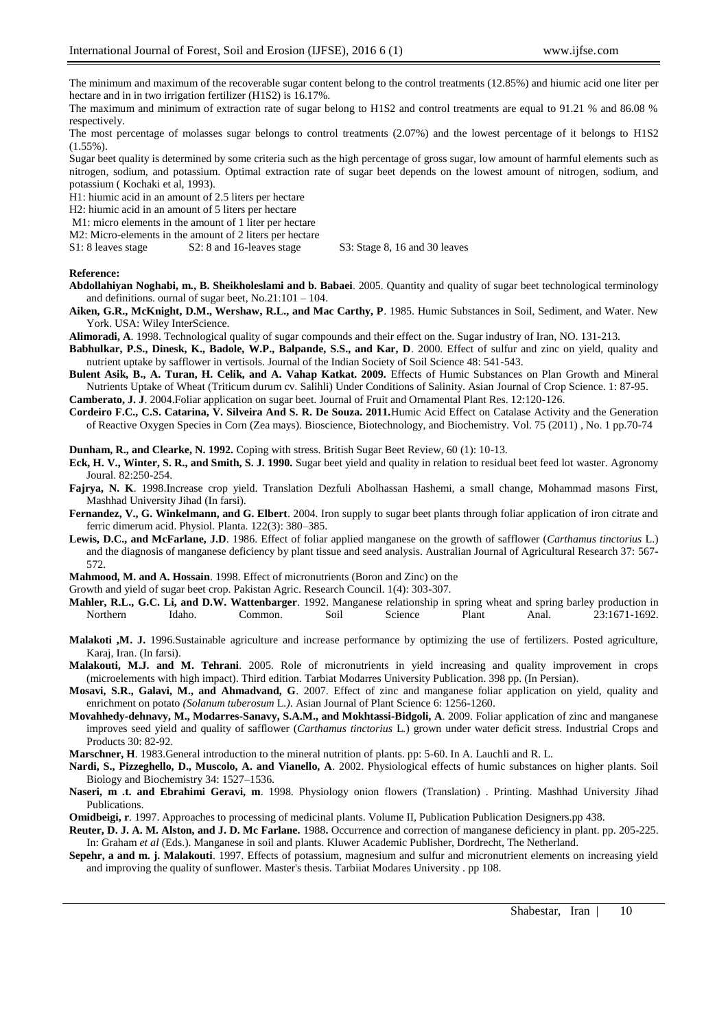The minimum and maximum of the recoverable sugar content belong to the control treatments (12.85%) and hiumic acid one liter per hectare and in in two irrigation fertilizer (H1S2) is 16.17%.

The maximum and minimum of extraction rate of sugar belong to H1S2 and control treatments are equal to 91.21 % and 86.08 % respectively.

The most percentage of molasses sugar belongs to control treatments (2.07%) and the lowest percentage of it belongs to H1S2 (1.55%).

Sugar beet quality is determined by some criteria such as the high percentage of gross sugar, low amount of harmful elements such as nitrogen, sodium, and potassium. Optimal extraction rate of sugar beet depends on the lowest amount of nitrogen, sodium, and potassium ( Kochaki et al, 1993).

H1: hiumic acid in an amount of 2.5 liters per hectare

H2: hiumic acid in an amount of 5 liters per hectare

M1: micro elements in the amount of 1 liter per hectare

M2: Micro-elements in the amount of 2 liters per hectare

S1: 8 leaves stage S2: 8 and 16-leaves stage S3: Stage 8, 16 and 30 leaves

## Reference:

**Abdollahiyan Noghabi, m., B. Sheikholeslami and b. Babaei**. 2005. Quantity and quality of sugar beet technological terminology and definitions. ournal of sugar beet, No.21:101 – 104.

**Aiken, G.R., McKnight, D.M., Wershaw, R.L., and Mac Carthy, P**. 1985. Humic Substances in Soil, Sediment, and Water. New York. USA: Wiley InterScience.

**Alimoradi, A**. 1998. Technological quality of sugar compounds and their effect on the. Sugar industry of Iran, NO. 131-213.

**Babhulkar, P.S., Dinesk, K., Badole, W.P., Balpande, S.S., and Kar, D**. 2000. Effect of sulfur and zinc on yield, quality and nutrient uptake by safflower in vertisols. Journal of the Indian Society of Soil Science 48: 541-543.

**Bulent Asik, B., A. Turan, H. Celik, and A. Vahap Katkat. 2009.** Effects of Humic Substances on Plan Growth and Mineral Nutrients Uptake of Wheat (Triticum durum cv. Salihli) Under Conditions of Salinity. Asian Journal of Crop Science. 1: 87-95.

**Camberato, J. J**. 2004.Foliar application on sugar beet. Journal of Fruit and Ornamental Plant Res. 12:120-126.

**Cordeiro F.C., C.S. Catarina, V. Silveira And S. R. De Souza. 2011.**Humic Acid Effect on Catalase Activity and the Generation of Reactive Oxygen Species in Corn (Zea mays). Bioscience, Biotechnology, and Biochemistry. Vol. 75 (2011) , No. 1 pp.70-74

**Dunham, R., and Clearke, N. 1992.** Coping with stress. British Sugar Beet Review, 60 (1): 10-13.

**Eck, H. V., Winter, S. R., and Smith, S. J. 1990.** Sugar beet yield and quality in relation to residual beet feed lot waster. Agronomy Joural. 82:250-254.

**Fajrya, N. K**. 1998.Increase crop yield. Translation Dezfuli Abolhassan Hashemi, a small change, Mohammad masons First, Mashhad University Jihad (In farsi).

**Fernandez, V., G. Winkelmann, and G. Elbert**. 2004. Iron supply to sugar beet plants through foliar application of iron citrate and ferric dimerum acid. Physiol. Planta. 122(3): 380–385.

**Lewis, D.C., and McFarlane, J.D**. 1986. Effect of foliar applied manganese on the growth of safflower (*Carthamus tinctorius* L.) and the diagnosis of manganese deficiency by plant tissue and seed analysis. Australian Journal of Agricultural Research 37: 567-572.

**Mahmood, M. and A. Hossain**. 1998. Effect of micronutrients (Boron and Zinc) on the Growth and yield of sugar beet crop. Pakistan Agric. Research Council. 1(4): 303-307.

**Mahler, R.L., G.C. Li, and D.W. Wattenbarger**. 1992. Manganese relationship in spring wheat and spring barley production in Northern Idaho. Common. Soil Science Plant Anal. 23:1671-1692.

**Malakoti ,M. J.** 1996.Sustainable agriculture and increase performance by optimizing the use of fertilizers. Posted agriculture, Karaj, Iran. (In farsi).

**Malakouti, M.J. and M. Tehrani**. 2005. Role of micronutrients in yield increasing and quality improvement in crops (microelements with high impact). Third edition. Tarbiat Modarres University Publication. 398 pp. (In Persian).

**Mosavi, S.R., Galavi, M., and Ahmadvand, G**. 2007. Effect of zinc and manganese foliar application on yield, quality and enrichment on potato *(Solanum tuberosum* L.*)*. Asian Journal of Plant Science 6: 1256-1260.

**Movahhedy-dehnavy, M., Modarres-Sanavy, S.A.M., and Mokhtassi-Bidgoli, A**. 2009. Foliar application of zinc and manganese improves seed yield and quality of safflower (*Carthamus tinctorius* L.) grown under water deficit stress. Industrial Crops and Products 30: 82-92.

**Marschner, H**. 1983.General introduction to the mineral nutrition of plants. pp: 5-60. In A. Lauchli and R. L.

**Nardi, S., Pizzeghello, D., Muscolo, A. and Vianello, A**. 2002. Physiological effects of humic substances on higher plants. Soil Biology and Biochemistry 34: 1527–1536.

**Naseri, m .t. and Ebrahimi Geravi, m**. 1998. Physiology onion flowers (Translation) . Printing. Mashhad University Jihad Publications.

**Omidbeigi, r**. 1997. Approaches to processing of medicinal plants. Volume II, Publication Publication Designers.pp 438.

**Reuter, D. J. A. M. Alston, and J. D. Mc Farlane.** 1988**.** Occurrence and correction of manganese deficiency in plant. pp. 205-225. In: Graham *et al* (Eds.). Manganese in soil and plants. Kluwer Academic Publisher, Dordrecht, The Netherland.

**Sepehr, a and m. j. Malakouti**. 1997. Effects of potassium, magnesium and sulfur and micronutrient elements on increasing yield and improving the quality of sunflower. Master's thesis. Tarbiiat Modares University . pp 108.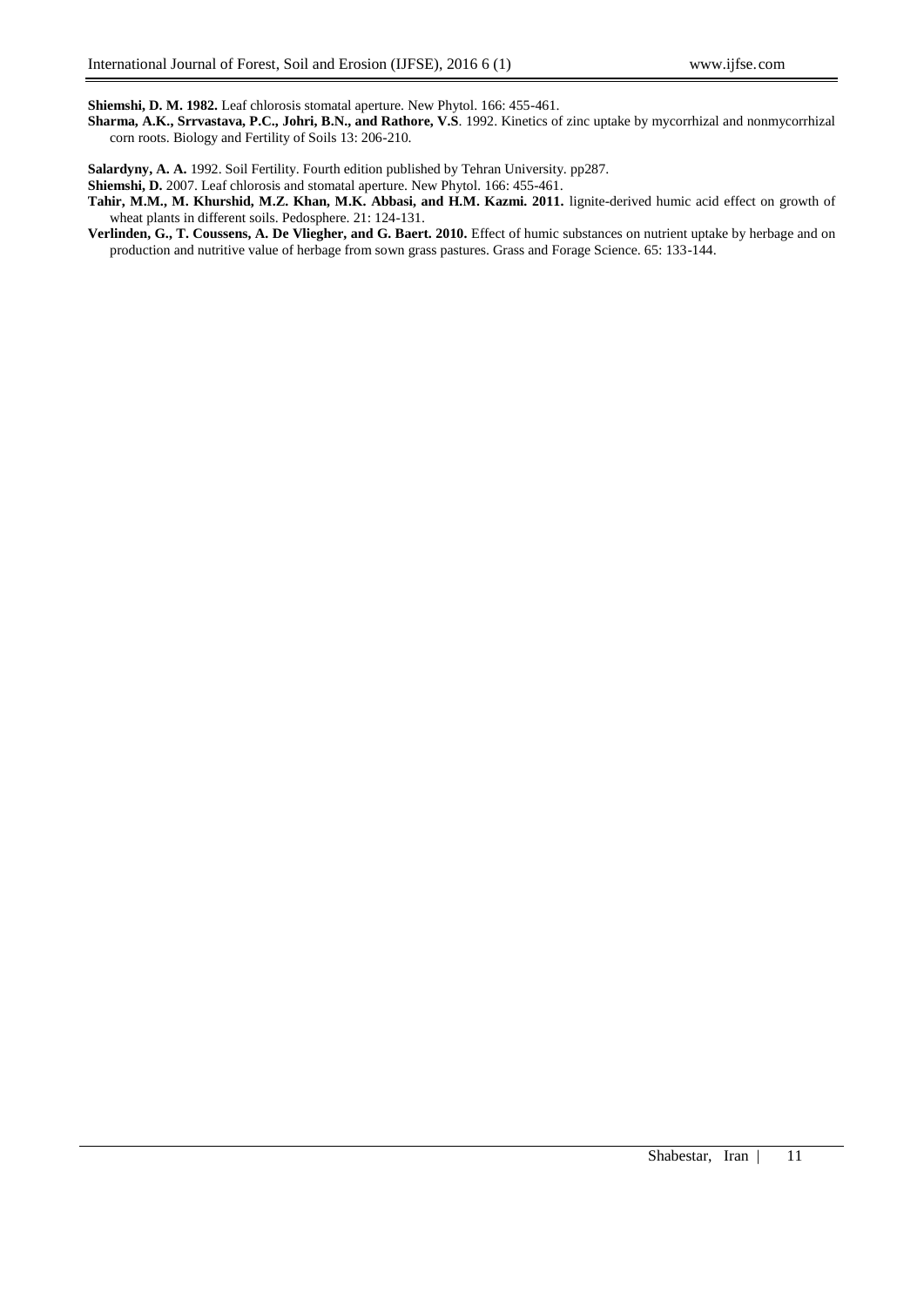**Shiemshi, D. M. 1982.** Leaf chlorosis stomatal aperture. New Phytol. 166: 455-461.

**Sharma, A.K., Srrvastava, P.C., Johri, B.N., and Rathore, V.S**. 1992. Kinetics of zinc uptake by mycorrhizal and nonmycorrhizal corn roots. Biology and Fertility of Soils 13: 206-210.

**Salardyny, A. A.** 1992. Soil Fertility. Fourth edition published by Tehran University. pp287.

**Shiemshi, D.** 2007. Leaf chlorosis and stomatal aperture. New Phytol. 166: 455-461.

**Tahir, M.M., M. Khurshid, M.Z. Khan, M.K. Abbasi, and H.M. Kazmi. 2011.** lignite-derived humic acid effect on growth of wheat plants in different soils. Pedosphere. 21: 124-131.

**Verlinden, G., T. Coussens, A. De Vliegher, and G. Baert. 2010.** Effect of humic substances on nutrient uptake by herbage and on production and nutritive value of herbage from sown grass pastures. Grass and Forage Science. 65: 133-144.